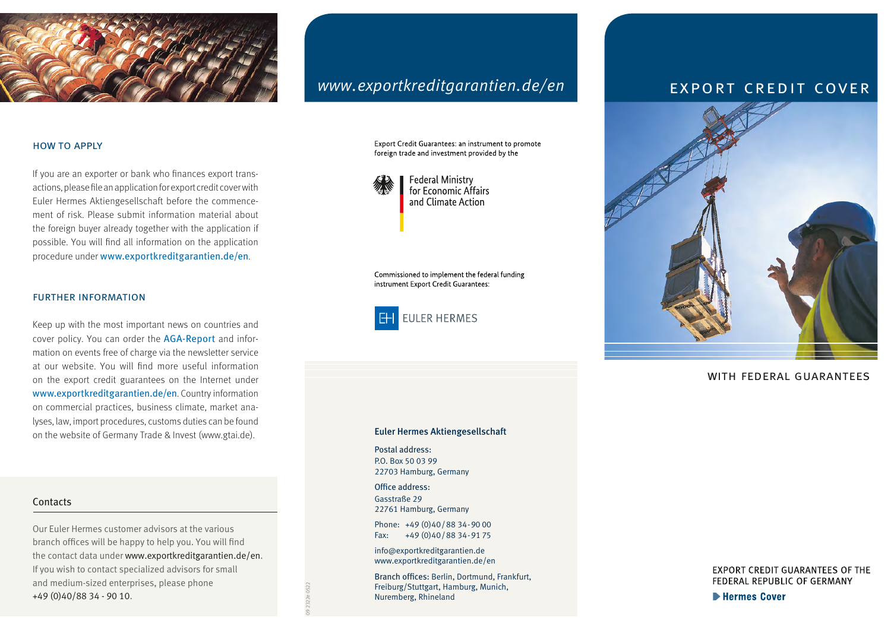## HOW TO APPLY

If you are an exporter or bank who finances export transactions, please file an application for export credit cover with Euler Hermes Aktiengesellschaft before the commencement of risk. Please submit information material about the foreign buyer already together with the application if possible. You will find all information on the application procedure under www.exportkreditgarantien.de/en.

## FURTHER INFORMATION

Keep up with the most important news on countries and cover policy. You can order the AGA-Report and information on events free of charge via the newsletter service at our website. You will find more useful information on the export credit guarantees on the Internet under www.exportkreditgarantien.de/en. Country information on commercial practices, business climate, market analyses, law, import procedures, customs duties can be found on the website of Germany Trade & Invest (www.gtai.de).

## Contacts

Our Euler Hermes customer advisors at the various branch offices will be happy to help you. You will find the contact data under www.exportkreditgarantien.de/en. If you wish to contact specialized advisors for small and medium-sized enterprises, please phone +49 (0)40/88 34 - 90 10.

*www.exportkreditgarantien.de/en*

Export Credit Guarantees: an instrument to promote foreign trade and investment provided by the

Federal Ministry for Economic Affairs and Climate Action

Commissioned to implement the federal funding instrument Export Credit Guarantees:

EULER HERMES

**Euler Hermes Aktiengesellschaft**

Postal address:
P.O. Box 50 03 99
22703 Hamburg, Germany

Office address:
Gasstraße 29
22761 Hamburg, Germany

Phone: +49 (0)40/88 34-90 00
Fax: +49 (0)40/88 34-91 75

info@exportkreditgarantien.de
www.exportkreditgarantien.de/en

Branch offices: Berlin, Dortmund, Frankfurt, Freiburg/Stuttgart, Hamburg, Munich, Nuremberg, Rhineland

09 2322e 0522

# EXPORT CREDIT COVER

WITH FEDERAL GUARANTEES

EXPORT CREDIT GUARANTEES OF THE FEDERAL REPUBLIC OF GERMANY

**Hermes Cover**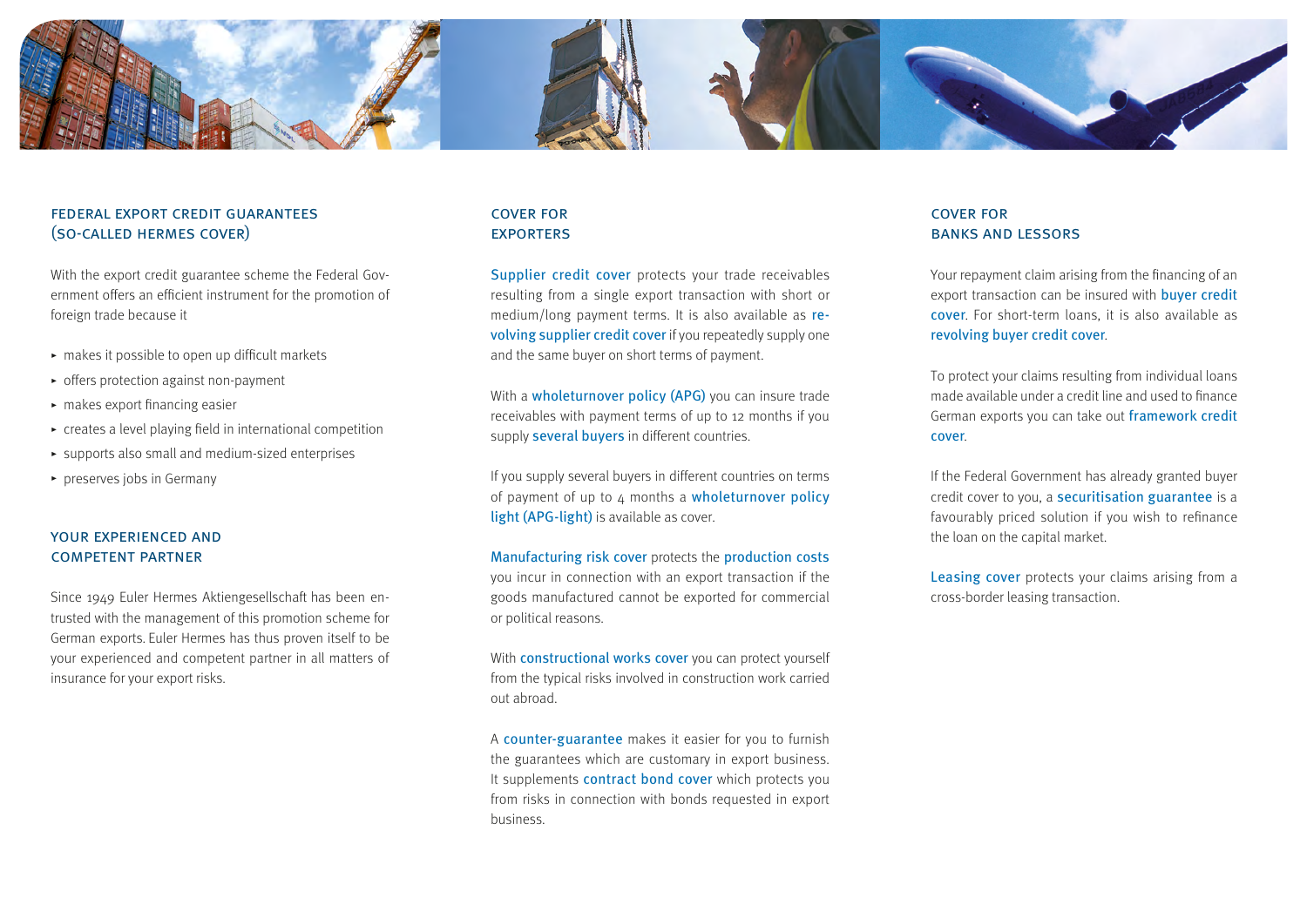## Federal Export Credit Guarantees (so-called Hermes Cover)

With the export credit guarantee scheme the Federal Government offers an efficient instrument for the promotion of foreign trade because it

- makes it possible to open up difficult markets
- offers protection against non-payment
- makes export financing easier
- creates a level playing field in international competition
- supports also small and medium-sized enterprises
- preserves jobs in Germany

## Your experienced and competent partner

Since 1949 Euler Hermes Aktiengesellschaft has been entrusted with the management of this promotion scheme for German exports. Euler Hermes has thus proven itself to be your experienced and competent partner in all matters of insurance for your export risks.

## Cover for Exporters

Supplier credit cover protects your trade receivables resulting from a single export transaction with short or medium/long payment terms. It is also available as revolving supplier credit cover if you repeatedly supply one and the same buyer on short terms of payment.

With a wholeturnover policy (APG) you can insure trade receivables with payment terms of up to 12 months if you supply several buyers in different countries.

If you supply several buyers in different countries on terms of payment of up to 4 months a wholeturnover policy light (APG-light) is available as cover.

Manufacturing risk cover protects the production costs you incur in connection with an export transaction if the goods manufactured cannot be exported for commercial or political reasons.

With constructional works cover you can protect yourself from the typical risks involved in construction work carried out abroad.

A counter-guarantee makes it easier for you to furnish the guarantees which are customary in export business. It supplements contract bond cover which protects you from risks in connection with bonds requested in export business.

## Cover for Banks and Lessors

Your repayment claim arising from the financing of an export transaction can be insured with buyer credit cover. For short-term loans, it is also available as revolving buyer credit cover.

To protect your claims resulting from individual loans made available under a credit line and used to finance German exports you can take out framework credit cover.

If the Federal Government has already granted buyer credit cover to you, a securitisation guarantee is a favourably priced solution if you wish to refinance the loan on the capital market.

Leasing cover protects your claims arising from a cross-border leasing transaction.